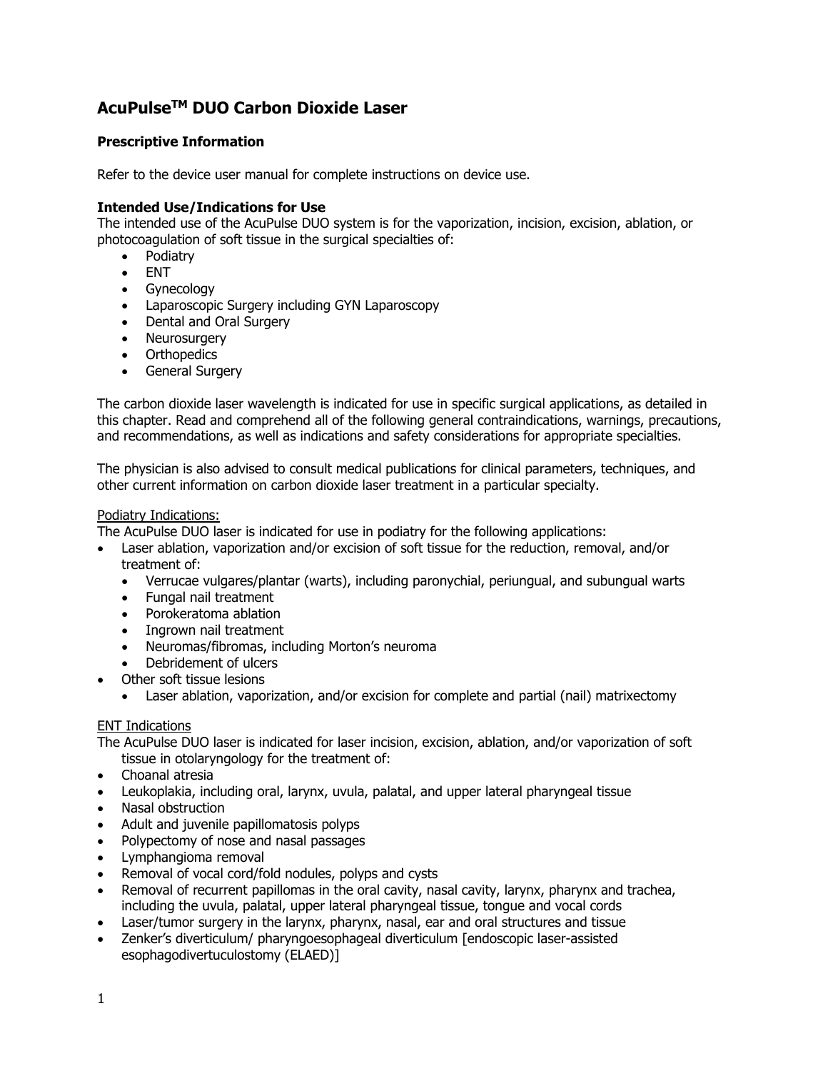# AcuPulse™ DUO Carbon Dioxide Laser

## Prescriptive Information

Refer to the device user manual for complete instructions on device use.

### Intended Use/Indications for Use

The intended use of the AcuPulse DUO system is for the vaporization, incision, excision, ablation, or photocoagulation of soft tissue in the surgical specialties of:

- Podiatry
- ENT
- Gynecology
- Laparoscopic Surgery including GYN Laparoscopy
- Dental and Oral Surgery
- Neurosurgery
- Orthopedics
- General Surgery

The carbon dioxide laser wavelength is indicated for use in specific surgical applications, as detailed in this chapter. Read and comprehend all of the following general contraindications, warnings, precautions, and recommendations, as well as indications and safety considerations for appropriate specialties.

The physician is also advised to consult medical publications for clinical parameters, techniques, and other current information on carbon dioxide laser treatment in a particular specialty.

<u>Podiatry Indications:</u>

The AcuPulse DUO laser is indicated for use in podiatry for the following applications:

- Laser ablation, vaporization and/or excision of soft tissue for the reduction, removal, and/or treatment of:
  - Verrucae vulgares/plantar (warts), including paronychial, periungual, and subungual warts
  - Fungal nail treatment
  - Porokeratoma ablation
  - Ingrown nail treatment
  - Neuromas/fibromas, including Morton's neuroma
  - Debridement of ulcers
- Other soft tissue lesions
  - Laser ablation, vaporization, and/or excision for complete and partial (nail) matrixectomy

<u>ENT Indications</u>

The AcuPulse DUO laser is indicated for laser incision, excision, ablation, and/or vaporization of soft tissue in otolaryngology for the treatment of:

- Choanal atresia
- Leukoplakia, including oral, larynx, uvula, palatal, and upper lateral pharyngeal tissue
- Nasal obstruction
- Adult and juvenile papillomatosis polyps
- Polypectomy of nose and nasal passages
- Lymphangioma removal
- Removal of vocal cord/fold nodules, polyps and cysts
- Removal of recurrent papillomas in the oral cavity, nasal cavity, larynx, pharynx and trachea, including the uvula, palatal, upper lateral pharyngeal tissue, tongue and vocal cords
- Laser/tumor surgery in the larynx, pharynx, nasal, ear and oral structures and tissue
- Zenker's diverticulum/ pharyngoesophageal diverticulum [endoscopic laser-assisted esophagodivertuculostomy (ELAED)]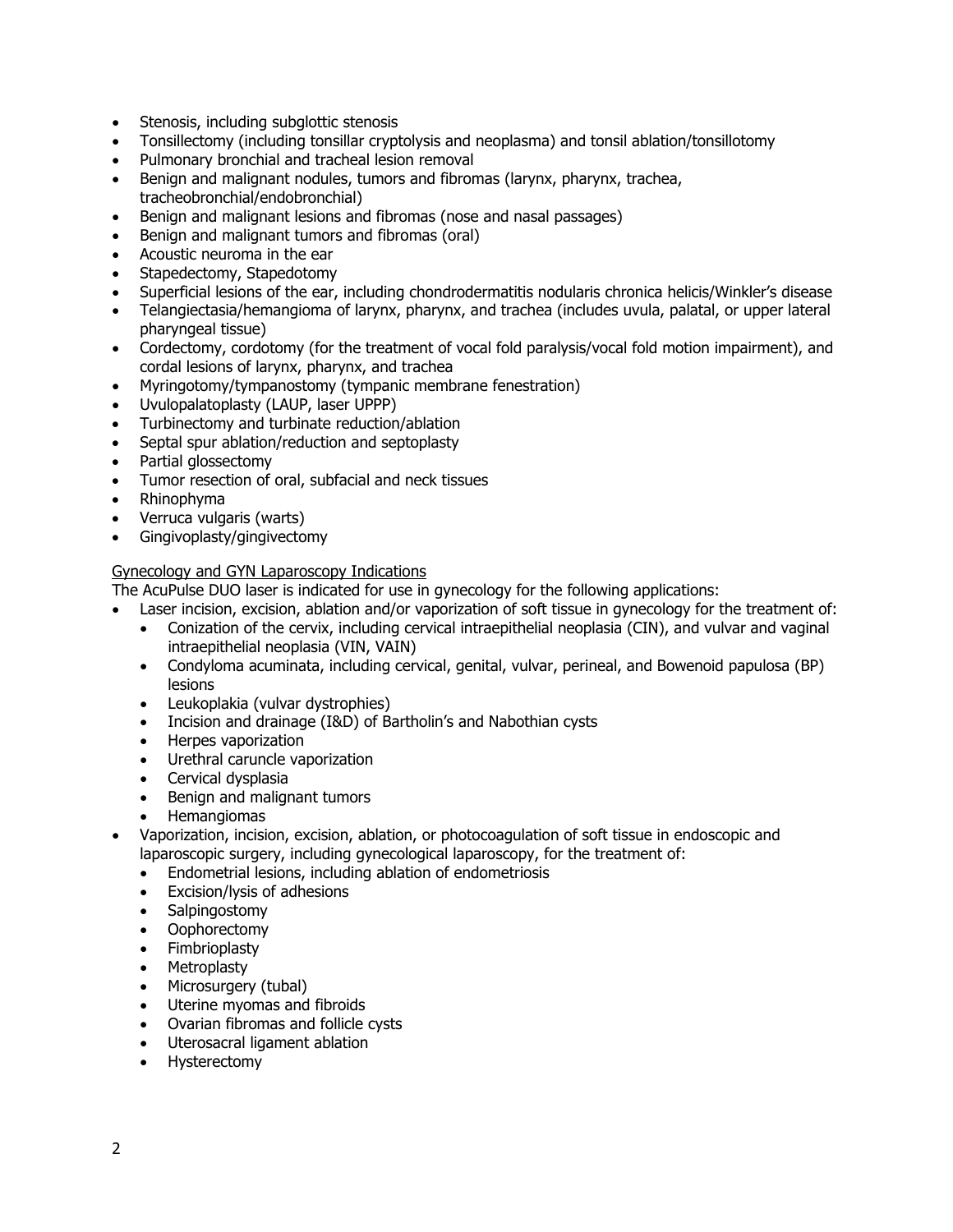- Stenosis, including subglottic stenosis
- Tonsillectomy (including tonsillar cryptolysis and neoplasma) and tonsil ablation/tonsillotomy
- Pulmonary bronchial and tracheal lesion removal
- Benign and malignant nodules, tumors and fibromas (larynx, pharynx, trachea, tracheobronchial/endobronchial)
- Benign and malignant lesions and fibromas (nose and nasal passages)
- Benign and malignant tumors and fibromas (oral)
- Acoustic neuroma in the ear
- Stapedectomy, Stapedotomy
- Superficial lesions of the ear, including chondrodermatitis nodularis chronica helicis/Winkler's disease
- Telangiectasia/hemangioma of larynx, pharynx, and trachea (includes uvula, palatal, or upper lateral pharyngeal tissue)
- Cordectomy, cordotomy (for the treatment of vocal fold paralysis/vocal fold motion impairment), and cordal lesions of larynx, pharynx, and trachea
- Myringotomy/tympanostomy (tympanic membrane fenestration)
- Uvulopalatoplasty (LAUP, laser UPPP)
- Turbinectomy and turbinate reduction/ablation
- Septal spur ablation/reduction and septoplasty
- Partial glossectomy
- Tumor resection of oral, subfacial and neck tissues
- Rhinophyma
- Verruca vulgaris (warts)
- Gingivoplasty/gingivectomy

<u>Gynecology and GYN Laparoscopy Indications</u>

The AcuPulse DUO laser is indicated for use in gynecology for the following applications:

- Laser incision, excision, ablation and/or vaporization of soft tissue in gynecology for the treatment of:
  - Conization of the cervix, including cervical intraepithelial neoplasia (CIN), and vulvar and vaginal intraepithelial neoplasia (VIN, VAIN)
  - Condyloma acuminata, including cervical, genital, vulvar, perineal, and Bowenoid papulosa (BP) lesions
  - Leukoplakia (vulvar dystrophies)
  - Incision and drainage (I&D) of Bartholin's and Nabothian cysts
  - Herpes vaporization
  - Urethral caruncle vaporization
  - Cervical dysplasia
  - Benign and malignant tumors
  - Hemangiomas
- Vaporization, incision, excision, ablation, or photocoagulation of soft tissue in endoscopic and laparoscopic surgery, including gynecological laparoscopy, for the treatment of:
  - Endometrial lesions, including ablation of endometriosis
  - Excision/lysis of adhesions
  - Salpingostomy
  - Oophorectomy
  - Fimbrioplasty
  - Metroplasty
  - Microsurgery (tubal)
  - Uterine myomas and fibroids
  - Ovarian fibromas and follicle cysts
  - Uterosacral ligament ablation
  - Hysterectomy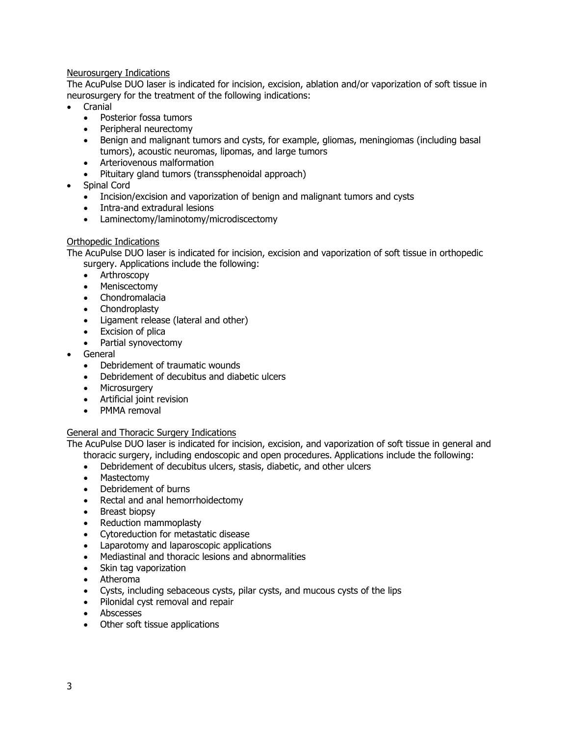Neurosurgery Indications

The AcuPulse DUO laser is indicated for incision, excision, ablation and/or vaporization of soft tissue in neurosurgery for the treatment of the following indications:

- Cranial
  - Posterior fossa tumors
  - Peripheral neurectomy
  - Benign and malignant tumors and cysts, for example, gliomas, meningiomas (including basal tumors), acoustic neuromas, lipomas, and large tumors
  - Arteriovenous malformation
  - Pituitary gland tumors (transsphenoidal approach)
- Spinal Cord
  - Incision/excision and vaporization of benign and malignant tumors and cysts
  - Intra-and extradural lesions
  - Laminectomy/laminotomy/microdiscectomy

Orthopedic Indications

The AcuPulse DUO laser is indicated for incision, excision and vaporization of soft tissue in orthopedic surgery. Applications include the following:

- Arthroscopy
- Meniscectomy
- Chondromalacia
- Chondroplasty
- Ligament release (lateral and other)
- Excision of plica
- Partial synovectomy
- General
  - Debridement of traumatic wounds
  - Debridement of decubitus and diabetic ulcers
  - Microsurgery
  - Artificial joint revision
  - PMMA removal

General and Thoracic Surgery Indications

The AcuPulse DUO laser is indicated for incision, excision, and vaporization of soft tissue in general and thoracic surgery, including endoscopic and open procedures. Applications include the following:

- Debridement of decubitus ulcers, stasis, diabetic, and other ulcers
- Mastectomy
- Debridement of burns
- Rectal and anal hemorrhoidectomy
- Breast biopsy
- Reduction mammoplasty
- Cytoreduction for metastatic disease
- Laparotomy and laparoscopic applications
- Mediastinal and thoracic lesions and abnormalities
- Skin tag vaporization
- Atheroma
- Cysts, including sebaceous cysts, pilar cysts, and mucous cysts of the lips
- Pilonidal cyst removal and repair
- Abscesses
- Other soft tissue applications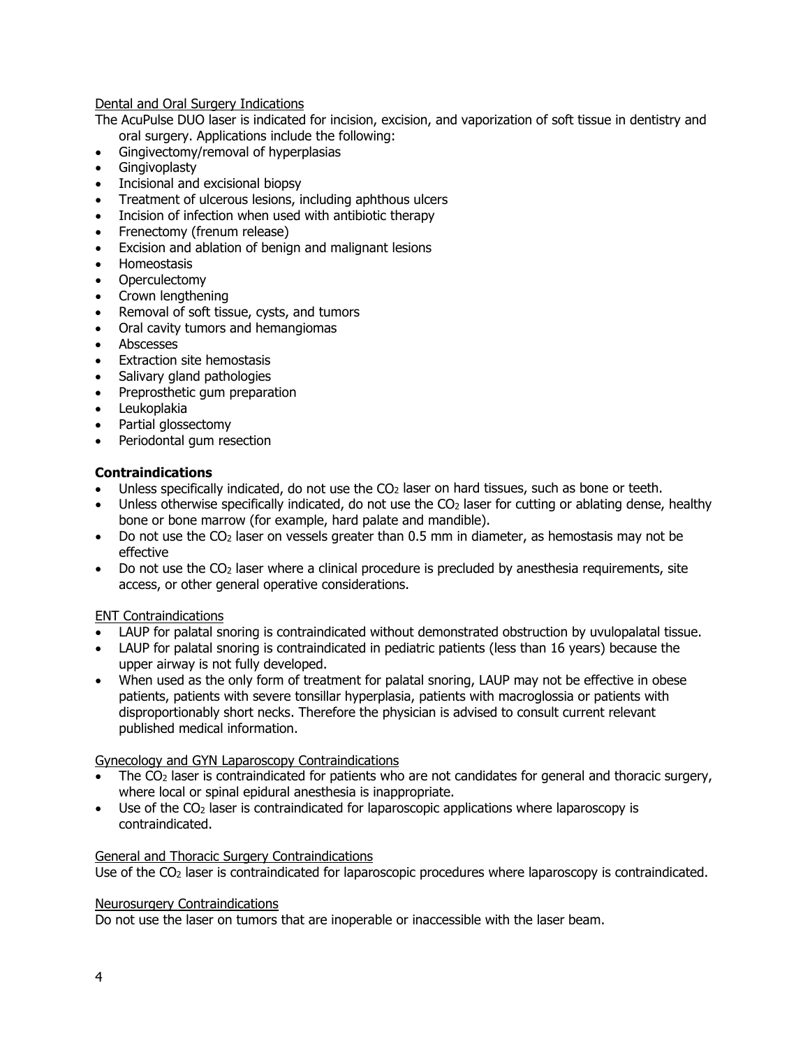Dental and Oral Surgery Indications

The AcuPulse DUO laser is indicated for incision, excision, and vaporization of soft tissue in dentistry and oral surgery. Applications include the following:

- Gingivectomy/removal of hyperplasias
- Gingivoplasty
- Incisional and excisional biopsy
- Treatment of ulcerous lesions, including aphthous ulcers
- Incision of infection when used with antibiotic therapy
- Frenectomy (frenum release)
- Excision and ablation of benign and malignant lesions
- Homeostasis
- Operculectomy
- Crown lengthening
- Removal of soft tissue, cysts, and tumors
- Oral cavity tumors and hemangiomas
- Abscesses
- Extraction site hemostasis
- Salivary gland pathologies
- Preprosthetic gum preparation
- Leukoplakia
- Partial glossectomy
- Periodontal gum resection

**Contraindications**

- Unless specifically indicated, do not use the $CO_2$ laser on hard tissues, such as bone or teeth.
- Unless otherwise specifically indicated, do not use the $CO_2$ laser for cutting or ablating dense, healthy bone or bone marrow (for example, hard palate and mandible).
- Do not use the $CO_2$ laser on vessels greater than 0.5 mm in diameter, as hemostasis may not be effective
- Do not use the $CO_2$ laser where a clinical procedure is precluded by anesthesia requirements, site access, or other general operative considerations.

ENT Contraindications

- LAUP for palatal snoring is contraindicated without demonstrated obstruction by uvulopalatal tissue.
- LAUP for palatal snoring is contraindicated in pediatric patients (less than 16 years) because the upper airway is not fully developed.
- When used as the only form of treatment for palatal snoring, LAUP may not be effective in obese patients, patients with severe tonsillar hyperplasia, patients with macroglossia or patients with disproportionably short necks. Therefore the physician is advised to consult current relevant published medical information.

Gynecology and GYN Laparoscopy Contraindications

- The $CO_2$ laser is contraindicated for patients who are not candidates for general and thoracic surgery, where local or spinal epidural anesthesia is inappropriate.
- Use of the $CO_2$ laser is contraindicated for laparoscopic applications where laparoscopy is contraindicated.

General and Thoracic Surgery Contraindications

Use of the $CO_2$ laser is contraindicated for laparoscopic procedures where laparoscopy is contraindicated.

Neurosurgery Contraindications

Do not use the laser on tumors that are inoperable or inaccessible with the laser beam.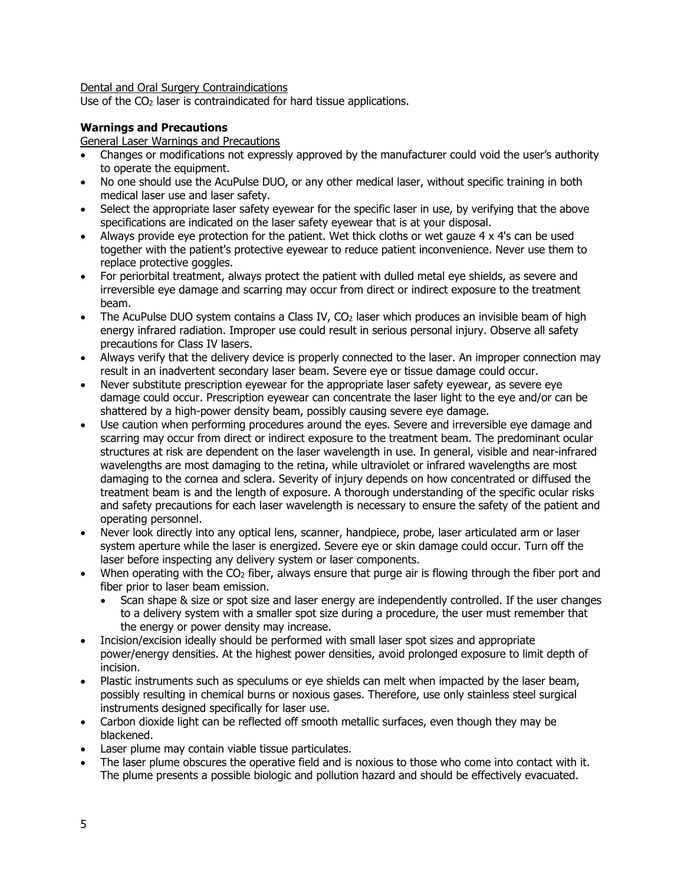Dental and Oral Surgery Contraindications

Use of the $CO_2$ laser is contraindicated for hard tissue applications.

**Warnings and Precautions**

General Laser Warnings and Precautions

- Changes or modifications not expressly approved by the manufacturer could void the user's authority to operate the equipment.
- No one should use the AcuPulse DUO, or any other medical laser, without specific training in both medical laser use and laser safety.
- Select the appropriate laser safety eyewear for the specific laser in use, by verifying that the above specifications are indicated on the laser safety eyewear that is at your disposal.
- Always provide eye protection for the patient. Wet thick cloths or wet gauze 4 x 4's can be used together with the patient's protective eyewear to reduce patient inconvenience. Never use them to replace protective goggles.
- For periorbital treatment, always protect the patient with dulled metal eye shields, as severe and irreversible eye damage and scarring may occur from direct or indirect exposure to the treatment beam.
- The AcuPulse DUO system contains a Class IV, $CO_2$ laser which produces an invisible beam of high energy infrared radiation. Improper use could result in serious personal injury. Observe all safety precautions for Class IV lasers.
- Always verify that the delivery device is properly connected to the laser. An improper connection may result in an inadvertent secondary laser beam. Severe eye or tissue damage could occur.
- Never substitute prescription eyewear for the appropriate laser safety eyewear, as severe eye damage could occur. Prescription eyewear can concentrate the laser light to the eye and/or can be shattered by a high-power density beam, possibly causing severe eye damage.
- Use caution when performing procedures around the eyes. Severe and irreversible eye damage and scarring may occur from direct or indirect exposure to the treatment beam. The predominant ocular structures at risk are dependent on the laser wavelength in use. In general, visible and near-infrared wavelengths are most damaging to the retina, while ultraviolet or infrared wavelengths are most damaging to the cornea and sclera. Severity of injury depends on how concentrated or diffused the treatment beam is and the length of exposure. A thorough understanding of the specific ocular risks and safety precautions for each laser wavelength is necessary to ensure the safety of the patient and operating personnel.
- Never look directly into any optical lens, scanner, handpiece, probe, laser articulated arm or laser system aperture while the laser is energized. Severe eye or skin damage could occur. Turn off the laser before inspecting any delivery system or laser components.
- When operating with the $CO_2$ fiber, always ensure that purge air is flowing through the fiber port and fiber prior to laser beam emission.
  - Scan shape & size or spot size and laser energy are independently controlled. If the user changes to a delivery system with a smaller spot size during a procedure, the user must remember that the energy or power density may increase.
- Incision/excision ideally should be performed with small laser spot sizes and appropriate power/energy densities. At the highest power densities, avoid prolonged exposure to limit depth of incision.
- Plastic instruments such as speculums or eye shields can melt when impacted by the laser beam, possibly resulting in chemical burns or noxious gases. Therefore, use only stainless steel surgical instruments designed specifically for laser use.
- Carbon dioxide light can be reflected off smooth metallic surfaces, even though they may be blackened.
- Laser plume may contain viable tissue particulates.
- The laser plume obscures the operative field and is noxious to those who come into contact with it. The plume presents a possible biologic and pollution hazard and should be effectively evacuated.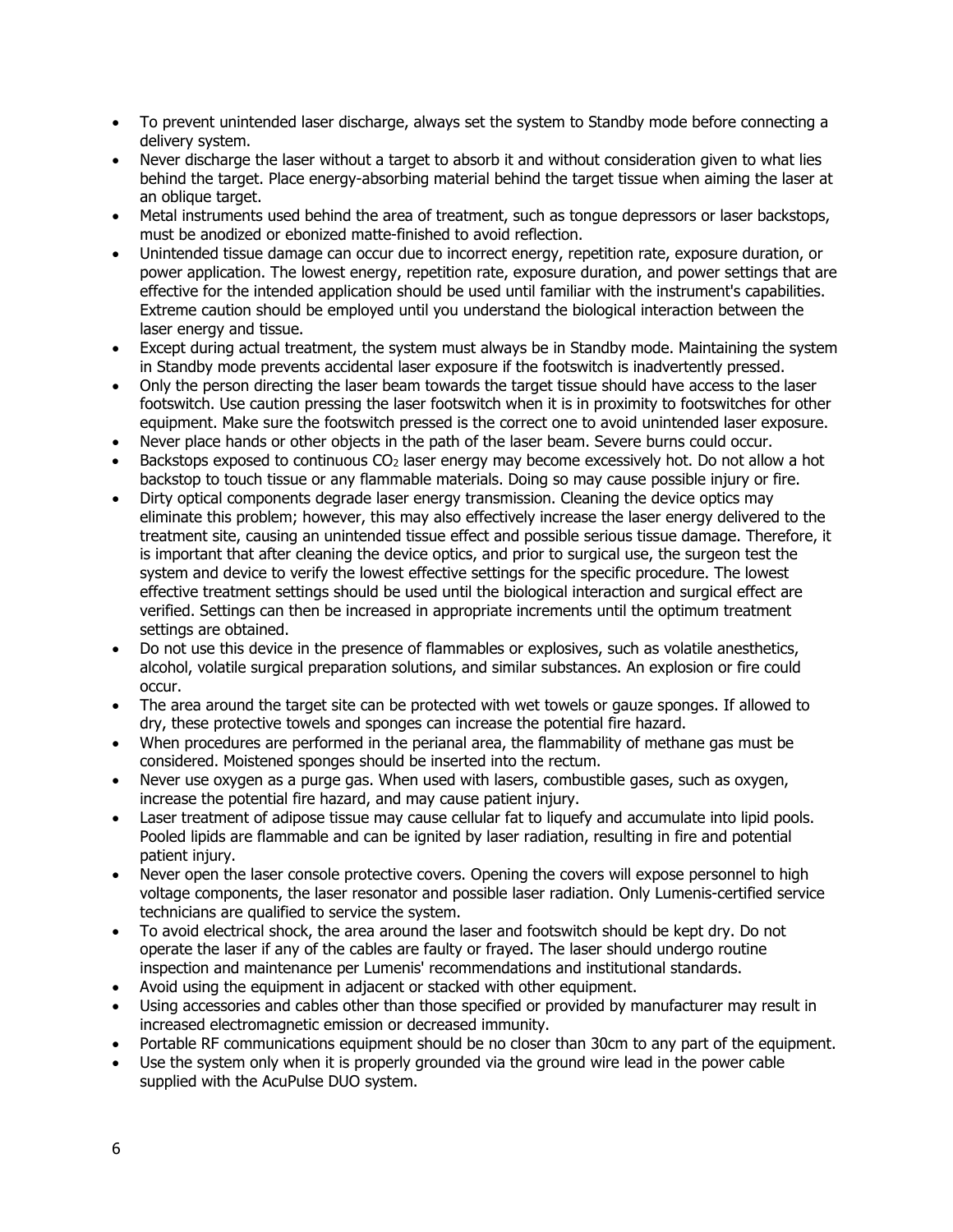- To prevent unintended laser discharge, always set the system to Standby mode before connecting a delivery system.
- Never discharge the laser without a target to absorb it and without consideration given to what lies behind the target. Place energy-absorbing material behind the target tissue when aiming the laser at an oblique target.
- Metal instruments used behind the area of treatment, such as tongue depressors or laser backstops, must be anodized or ebonized matte-finished to avoid reflection.
- Unintended tissue damage can occur due to incorrect energy, repetition rate, exposure duration, or power application. The lowest energy, repetition rate, exposure duration, and power settings that are effective for the intended application should be used until familiar with the instrument's capabilities. Extreme caution should be employed until you understand the biological interaction between the laser energy and tissue.
- Except during actual treatment, the system must always be in Standby mode. Maintaining the system in Standby mode prevents accidental laser exposure if the footswitch is inadvertently pressed.
- Only the person directing the laser beam towards the target tissue should have access to the laser footswitch. Use caution pressing the laser footswitch when it is in proximity to footswitches for other equipment. Make sure the footswitch pressed is the correct one to avoid unintended laser exposure.
- Never place hands or other objects in the path of the laser beam. Severe burns could occur.
- Backstops exposed to continuous $CO_2$ laser energy may become excessively hot. Do not allow a hot backstop to touch tissue or any flammable materials. Doing so may cause possible injury or fire.
- Dirty optical components degrade laser energy transmission. Cleaning the device optics may eliminate this problem; however, this may also effectively increase the laser energy delivered to the treatment site, causing an unintended tissue effect and possible serious tissue damage. Therefore, it is important that after cleaning the device optics, and prior to surgical use, the surgeon test the system and device to verify the lowest effective settings for the specific procedure. The lowest effective treatment settings should be used until the biological interaction and surgical effect are verified. Settings can then be increased in appropriate increments until the optimum treatment settings are obtained.
- Do not use this device in the presence of flammables or explosives, such as volatile anesthetics, alcohol, volatile surgical preparation solutions, and similar substances. An explosion or fire could occur.
- The area around the target site can be protected with wet towels or gauze sponges. If allowed to dry, these protective towels and sponges can increase the potential fire hazard.
- When procedures are performed in the perianal area, the flammability of methane gas must be considered. Moistened sponges should be inserted into the rectum.
- Never use oxygen as a purge gas. When used with lasers, combustible gases, such as oxygen, increase the potential fire hazard, and may cause patient injury.
- Laser treatment of adipose tissue may cause cellular fat to liquefy and accumulate into lipid pools. Pooled lipids are flammable and can be ignited by laser radiation, resulting in fire and potential patient injury.
- Never open the laser console protective covers. Opening the covers will expose personnel to high voltage components, the laser resonator and possible laser radiation. Only Lumenis-certified service technicians are qualified to service the system.
- To avoid electrical shock, the area around the laser and footswitch should be kept dry. Do not operate the laser if any of the cables are faulty or frayed. The laser should undergo routine inspection and maintenance per Lumenis' recommendations and institutional standards.
- Avoid using the equipment in adjacent or stacked with other equipment.
- Using accessories and cables other than those specified or provided by manufacturer may result in increased electromagnetic emission or decreased immunity.
- Portable RF communications equipment should be no closer than 30cm to any part of the equipment.
- Use the system only when it is properly grounded via the ground wire lead in the power cable supplied with the AcuPulse DUO system.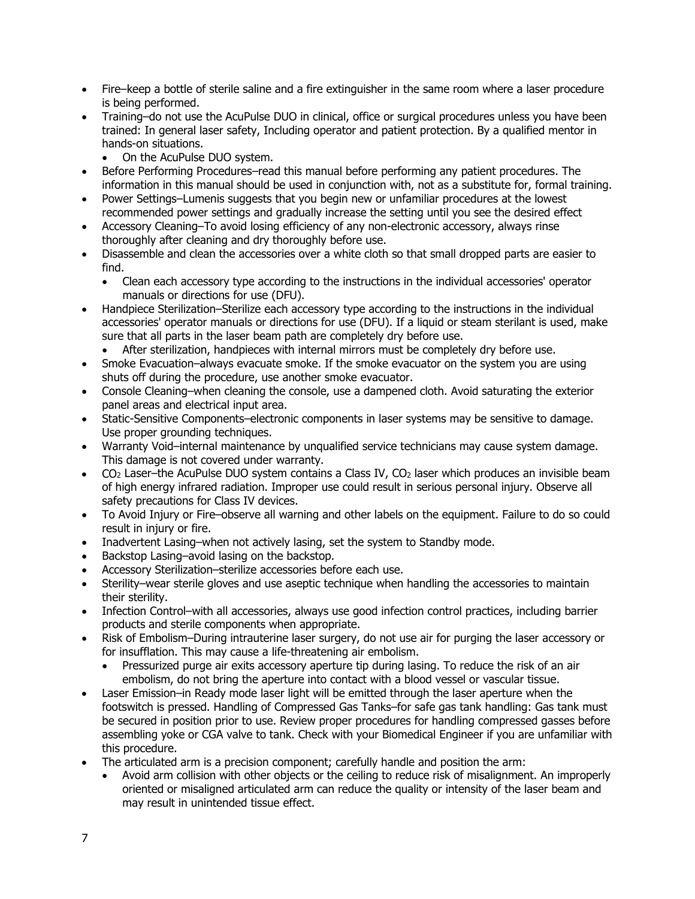- Fire–keep a bottle of sterile saline and a fire extinguisher in the same room where a laser procedure is being performed.
- Training–do not use the AcuPulse DUO in clinical, office or surgical procedures unless you have been trained: In general laser safety, Including operator and patient protection. By a qualified mentor in hands-on situations.
  - On the AcuPulse DUO system.
- Before Performing Procedures–read this manual before performing any patient procedures. The information in this manual should be used in conjunction with, not as a substitute for, formal training.
- Power Settings–Lumenis suggests that you begin new or unfamiliar procedures at the lowest recommended power settings and gradually increase the setting until you see the desired effect
- Accessory Cleaning–To avoid losing efficiency of any non-electronic accessory, always rinse thoroughly after cleaning and dry thoroughly before use.
- Disassemble and clean the accessories over a white cloth so that small dropped parts are easier to find.
  - Clean each accessory type according to the instructions in the individual accessories' operator manuals or directions for use (DFU).
- Handpiece Sterilization–Sterilize each accessory type according to the instructions in the individual accessories' operator manuals or directions for use (DFU). If a liquid or steam sterilant is used, make sure that all parts in the laser beam path are completely dry before use.
  - After sterilization, handpieces with internal mirrors must be completely dry before use.
- Smoke Evacuation–always evacuate smoke. If the smoke evacuator on the system you are using shuts off during the procedure, use another smoke evacuator.
- Console Cleaning–when cleaning the console, use a dampened cloth. Avoid saturating the exterior panel areas and electrical input area.
- Static-Sensitive Components–electronic components in laser systems may be sensitive to damage. Use proper grounding techniques.
- Warranty Void–internal maintenance by unqualified service technicians may cause system damage. This damage is not covered under warranty.
- $CO_2$ Laser–the AcuPulse DUO system contains a Class IV, $CO_2$ laser which produces an invisible beam of high energy infrared radiation. Improper use could result in serious personal injury. Observe all safety precautions for Class IV devices.
- To Avoid Injury or Fire–observe all warning and other labels on the equipment. Failure to do so could result in injury or fire.
- Inadvertent Lasing–when not actively lasing, set the system to Standby mode.
- Backstop Lasing–avoid lasing on the backstop.
- Accessory Sterilization–sterilize accessories before each use.
- Sterility–wear sterile gloves and use aseptic technique when handling the accessories to maintain their sterility.
- Infection Control–with all accessories, always use good infection control practices, including barrier products and sterile components when appropriate.
- Risk of Embolism–During intrauterine laser surgery, do not use air for purging the laser accessory or for insufflation. This may cause a life-threatening air embolism.
  - Pressurized purge air exits accessory aperture tip during lasing. To reduce the risk of an air embolism, do not bring the aperture into contact with a blood vessel or vascular tissue.
- Laser Emission–in Ready mode laser light will be emitted through the laser aperture when the footswitch is pressed. Handling of Compressed Gas Tanks–for safe gas tank handling: Gas tank must be secured in position prior to use. Review proper procedures for handling compressed gasses before assembling yoke or CGA valve to tank. Check with your Biomedical Engineer if you are unfamiliar with this procedure.
- The articulated arm is a precision component; carefully handle and position the arm:
  - Avoid arm collision with other objects or the ceiling to reduce risk of misalignment. An improperly oriented or misaligned articulated arm can reduce the quality or intensity of the laser beam and may result in unintended tissue effect.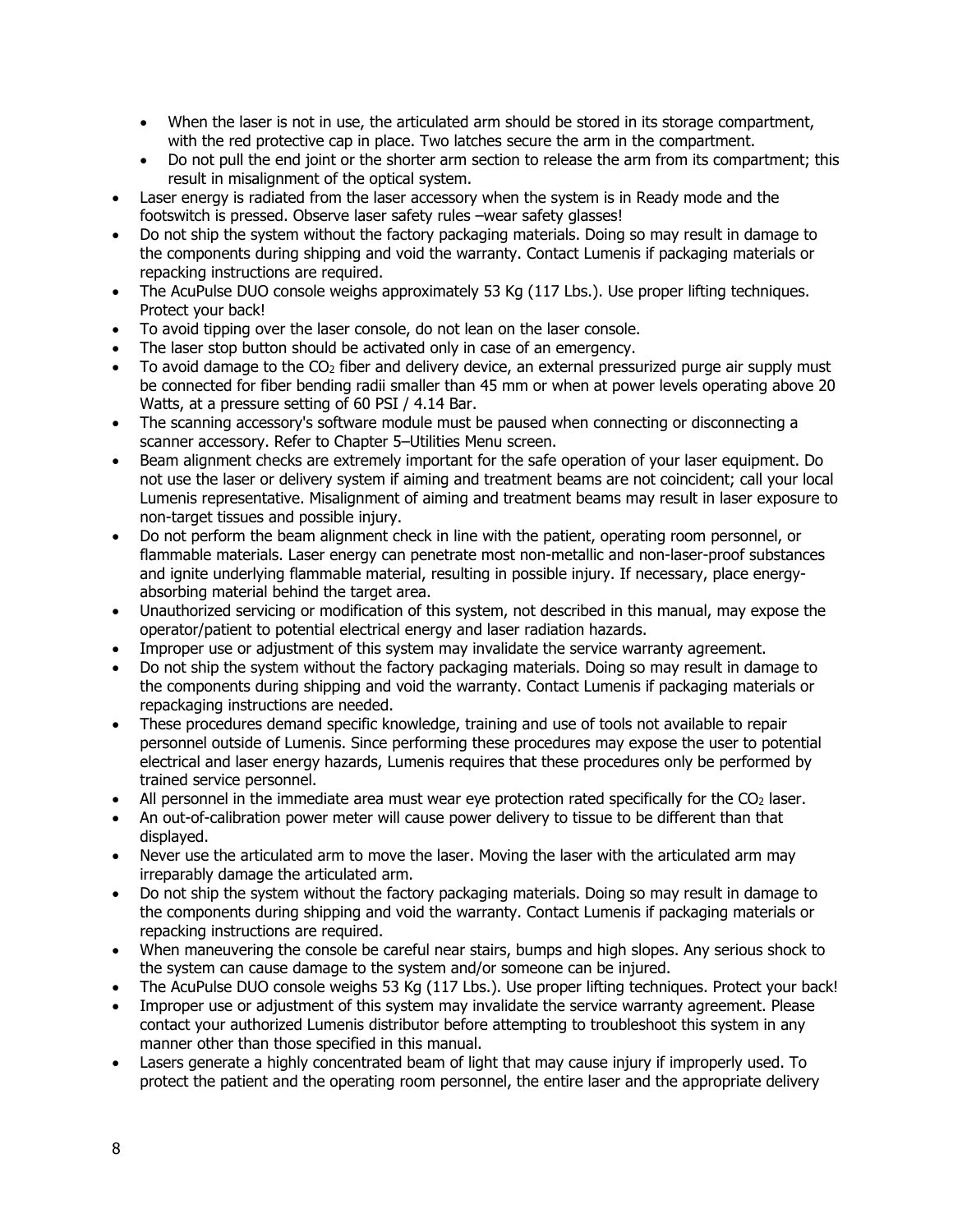- When the laser is not in use, the articulated arm should be stored in its storage compartment, with the red protective cap in place. Two latches secure the arm in the compartment.
    - Do not pull the end joint or the shorter arm section to release the arm from its compartment; this result in misalignment of the optical system.
- Laser energy is radiated from the laser accessory when the system is in Ready mode and the footswitch is pressed. Observe laser safety rules –wear safety glasses!
- Do not ship the system without the factory packaging materials. Doing so may result in damage to the components during shipping and void the warranty. Contact Lumenis if packaging materials or repacking instructions are required.
- The AcuPulse DUO console weighs approximately 53 Kg (117 Lbs.). Use proper lifting techniques. Protect your back!
- To avoid tipping over the laser console, do not lean on the laser console.
- The laser stop button should be activated only in case of an emergency.
- To avoid damage to the $CO_2$ fiber and delivery device, an external pressurized purge air supply must be connected for fiber bending radii smaller than 45 mm or when at power levels operating above 20 Watts, at a pressure setting of 60 PSI / 4.14 Bar.
- The scanning accessory's software module must be paused when connecting or disconnecting a scanner accessory. Refer to Chapter 5–Utilities Menu screen.
- Beam alignment checks are extremely important for the safe operation of your laser equipment. Do not use the laser or delivery system if aiming and treatment beams are not coincident; call your local Lumenis representative. Misalignment of aiming and treatment beams may result in laser exposure to non-target tissues and possible injury.
- Do not perform the beam alignment check in line with the patient, operating room personnel, or flammable materials. Laser energy can penetrate most non-metallic and non-laser-proof substances and ignite underlying flammable material, resulting in possible injury. If necessary, place energy-absorbing material behind the target area.
- Unauthorized servicing or modification of this system, not described in this manual, may expose the operator/patient to potential electrical energy and laser radiation hazards.
- Improper use or adjustment of this system may invalidate the service warranty agreement.
- Do not ship the system without the factory packaging materials. Doing so may result in damage to the components during shipping and void the warranty. Contact Lumenis if packaging materials or repackaging instructions are needed.
- These procedures demand specific knowledge, training and use of tools not available to repair personnel outside of Lumenis. Since performing these procedures may expose the user to potential electrical and laser energy hazards, Lumenis requires that these procedures only be performed by trained service personnel.
- All personnel in the immediate area must wear eye protection rated specifically for the $CO_2$ laser.
- An out-of-calibration power meter will cause power delivery to tissue to be different than that displayed.
- Never use the articulated arm to move the laser. Moving the laser with the articulated arm may irreparably damage the articulated arm.
- Do not ship the system without the factory packaging materials. Doing so may result in damage to the components during shipping and void the warranty. Contact Lumenis if packaging materials or repacking instructions are required.
- When maneuvering the console be careful near stairs, bumps and high slopes. Any serious shock to the system can cause damage to the system and/or someone can be injured.
- The AcuPulse DUO console weighs 53 Kg (117 Lbs.). Use proper lifting techniques. Protect your back!
- Improper use or adjustment of this system may invalidate the service warranty agreement. Please contact your authorized Lumenis distributor before attempting to troubleshoot this system in any manner other than those specified in this manual.
- Lasers generate a highly concentrated beam of light that may cause injury if improperly used. To protect the patient and the operating room personnel, the entire laser and the appropriate delivery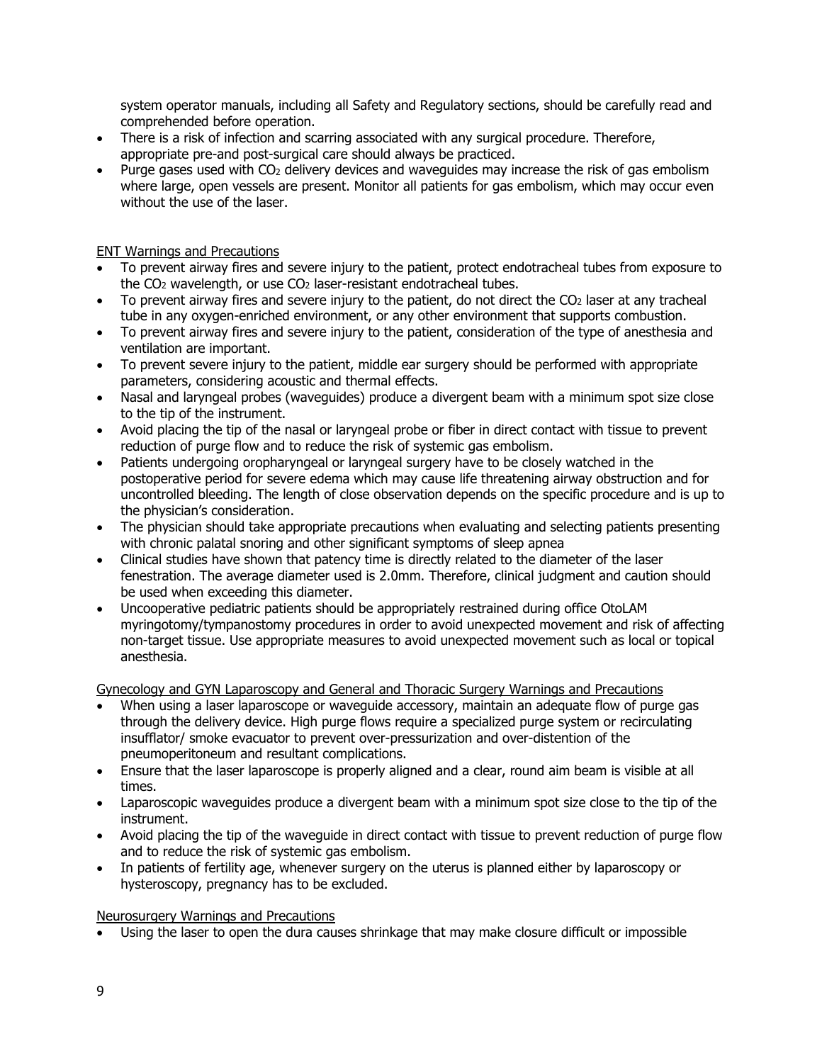system operator manuals, including all Safety and Regulatory sections, should be carefully read and comprehended before operation.

- There is a risk of infection and scarring associated with any surgical procedure. Therefore, appropriate pre-and post-surgical care should always be practiced.
- Purge gases used with $CO_2$ delivery devices and waveguides may increase the risk of gas embolism where large, open vessels are present. Monitor all patients for gas embolism, which may occur even without the use of the laser.

ENT Warnings and Precautions

- To prevent airway fires and severe injury to the patient, protect endotracheal tubes from exposure to the $CO_2$ wavelength, or use $CO_2$ laser-resistant endotracheal tubes.
- To prevent airway fires and severe injury to the patient, do not direct the $CO_2$ laser at any tracheal tube in any oxygen-enriched environment, or any other environment that supports combustion.
- To prevent airway fires and severe injury to the patient, consideration of the type of anesthesia and ventilation are important.
- To prevent severe injury to the patient, middle ear surgery should be performed with appropriate parameters, considering acoustic and thermal effects.
- Nasal and laryngeal probes (waveguides) produce a divergent beam with a minimum spot size close to the tip of the instrument.
- Avoid placing the tip of the nasal or laryngeal probe or fiber in direct contact with tissue to prevent reduction of purge flow and to reduce the risk of systemic gas embolism.
- Patients undergoing oropharyngeal or laryngeal surgery have to be closely watched in the postoperative period for severe edema which may cause life threatening airway obstruction and for uncontrolled bleeding. The length of close observation depends on the specific procedure and is up to the physician's consideration.
- The physician should take appropriate precautions when evaluating and selecting patients presenting with chronic palatal snoring and other significant symptoms of sleep apnea
- Clinical studies have shown that patency time is directly related to the diameter of the laser fenestration. The average diameter used is 2.0mm. Therefore, clinical judgment and caution should be used when exceeding this diameter.
- Uncooperative pediatric patients should be appropriately restrained during office OtoLAM myringotomy/tympanostomy procedures in order to avoid unexpected movement and risk of affecting non-target tissue. Use appropriate measures to avoid unexpected movement such as local or topical anesthesia.

Gynecology and GYN Laparoscopy and General and Thoracic Surgery Warnings and Precautions

- When using a laser laparoscope or waveguide accessory, maintain an adequate flow of purge gas through the delivery device. High purge flows require a specialized purge system or recirculating insufflator/ smoke evacuator to prevent over-pressurization and over-distention of the pneumoperitoneum and resultant complications.
- Ensure that the laser laparoscope is properly aligned and a clear, round aim beam is visible at all times.
- Laparoscopic waveguides produce a divergent beam with a minimum spot size close to the tip of the instrument.
- Avoid placing the tip of the waveguide in direct contact with tissue to prevent reduction of purge flow and to reduce the risk of systemic gas embolism.
- In patients of fertility age, whenever surgery on the uterus is planned either by laparoscopy or hysteroscopy, pregnancy has to be excluded.

Neurosurgery Warnings and Precautions

- Using the laser to open the dura causes shrinkage that may make closure difficult or impossible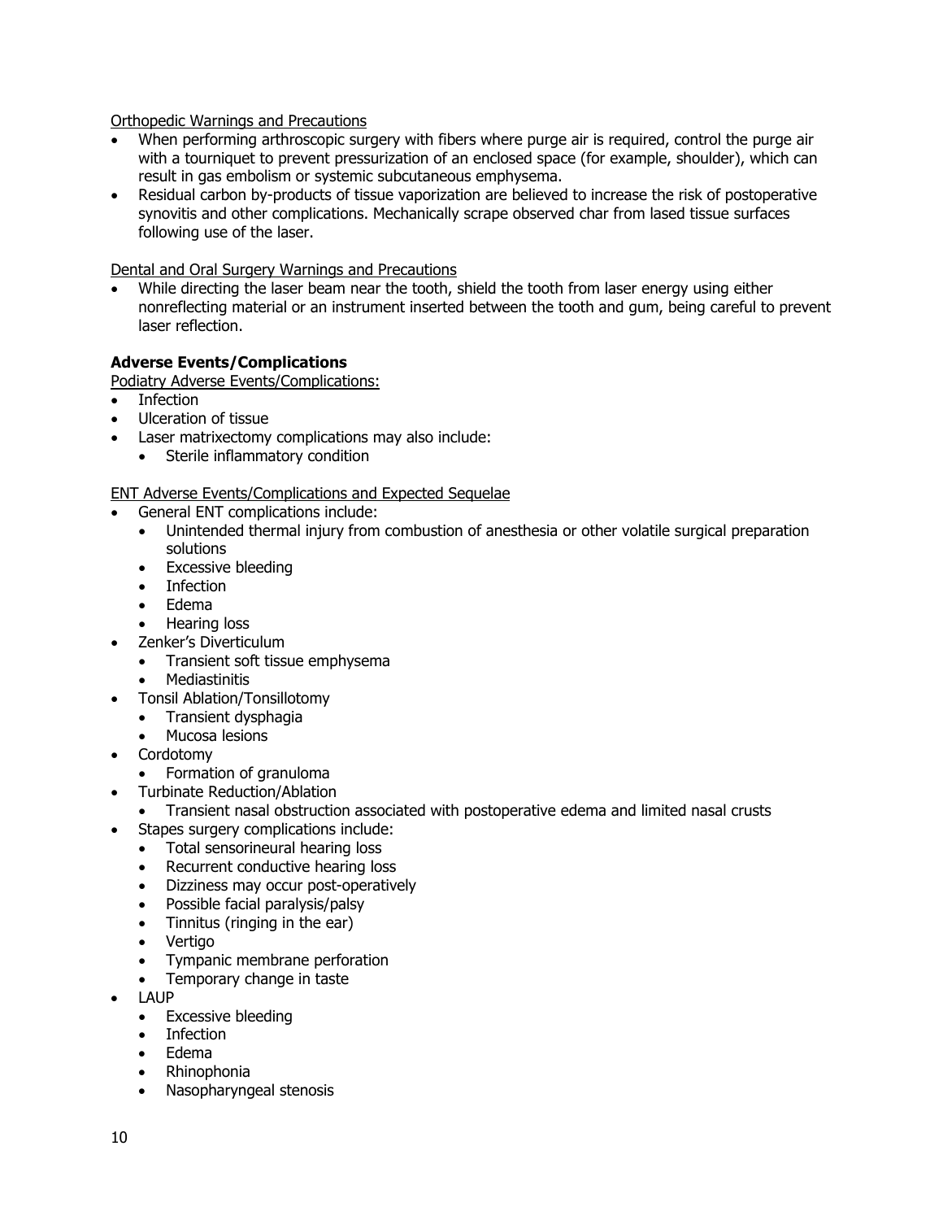Orthopedic Warnings and Precautions

- When performing arthroscopic surgery with fibers where purge air is required, control the purge air with a tourniquet to prevent pressurization of an enclosed space (for example, shoulder), which can result in gas embolism or systemic subcutaneous emphysema.
- Residual carbon by-products of tissue vaporization are believed to increase the risk of postoperative synovitis and other complications. Mechanically scrape observed char from lased tissue surfaces following use of the laser.

Dental and Oral Surgery Warnings and Precautions

- While directing the laser beam near the tooth, shield the tooth from laser energy using either nonreflecting material or an instrument inserted between the tooth and gum, being careful to prevent laser reflection.

**Adverse Events/Complications**

Podiatry Adverse Events/Complications:

- Infection
- Ulceration of tissue
- Laser matrixectomy complications may also include:
    - Sterile inflammatory condition

ENT Adverse Events/Complications and Expected Sequelae

- General ENT complications include:
    - Unintended thermal injury from combustion of anesthesia or other volatile surgical preparation solutions
    - Excessive bleeding
    - Infection
    - Edema
    - Hearing loss
- Zenker's Diverticulum
    - Transient soft tissue emphysema
    - Mediastinitis
- Tonsil Ablation/Tonsillotomy
    - Transient dysphagia
    - Mucosa lesions
- Cordotomy
    - Formation of granuloma
- Turbinate Reduction/Ablation
    - Transient nasal obstruction associated with postoperative edema and limited nasal crusts
- Stapes surgery complications include:
    - Total sensorineural hearing loss
    - Recurrent conductive hearing loss
    - Dizziness may occur post-operatively
    - Possible facial paralysis/palsy
    - Tinnitus (ringing in the ear)
    - Vertigo
    - Tympanic membrane perforation
    - Temporary change in taste
- LAUP
    - Excessive bleeding
    - Infection
    - Edema
    - Rhinophonia
    - Nasopharyngeal stenosis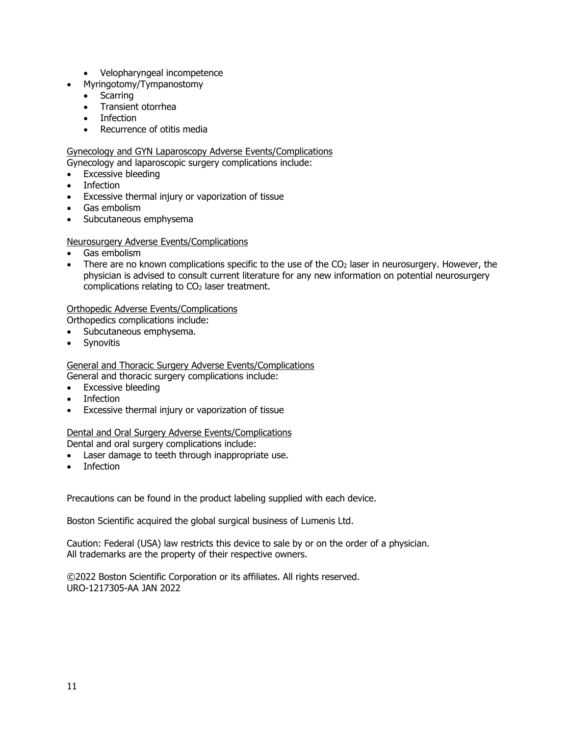- Velopharyngeal incompetence
- Myringotomy/Tympanostomy
  - Scarring
  - Transient otorrhea
  - Infection
  - Recurrence of otitis media

Gynecology and GYN Laparoscopy Adverse Events/Complications

Gynecology and laparoscopic surgery complications include:

- Excessive bleeding
- Infection
- Excessive thermal injury or vaporization of tissue
- Gas embolism
- Subcutaneous emphysema

Neurosurgery Adverse Events/Complications

- Gas embolism
- There are no known complications specific to the use of the $CO_2$ laser in neurosurgery. However, the physician is advised to consult current literature for any new information on potential neurosurgery complications relating to $CO_2$ laser treatment.

Orthopedic Adverse Events/Complications

Orthopedics complications include:

- Subcutaneous emphysema.
- Synovitis

General and Thoracic Surgery Adverse Events/Complications

General and thoracic surgery complications include:

- Excessive bleeding
- Infection
- Excessive thermal injury or vaporization of tissue

Dental and Oral Surgery Adverse Events/Complications

Dental and oral surgery complications include:

- Laser damage to teeth through inappropriate use.
- Infection

Precautions can be found in the product labeling supplied with each device.

Boston Scientific acquired the global surgical business of Lumenis Ltd.

Caution: Federal (USA) law restricts this device to sale by or on the order of a physician.
All trademarks are the property of their respective owners.

©2022 Boston Scientific Corporation or its affiliates. All rights reserved.
URO-1217305-AA JAN 2022